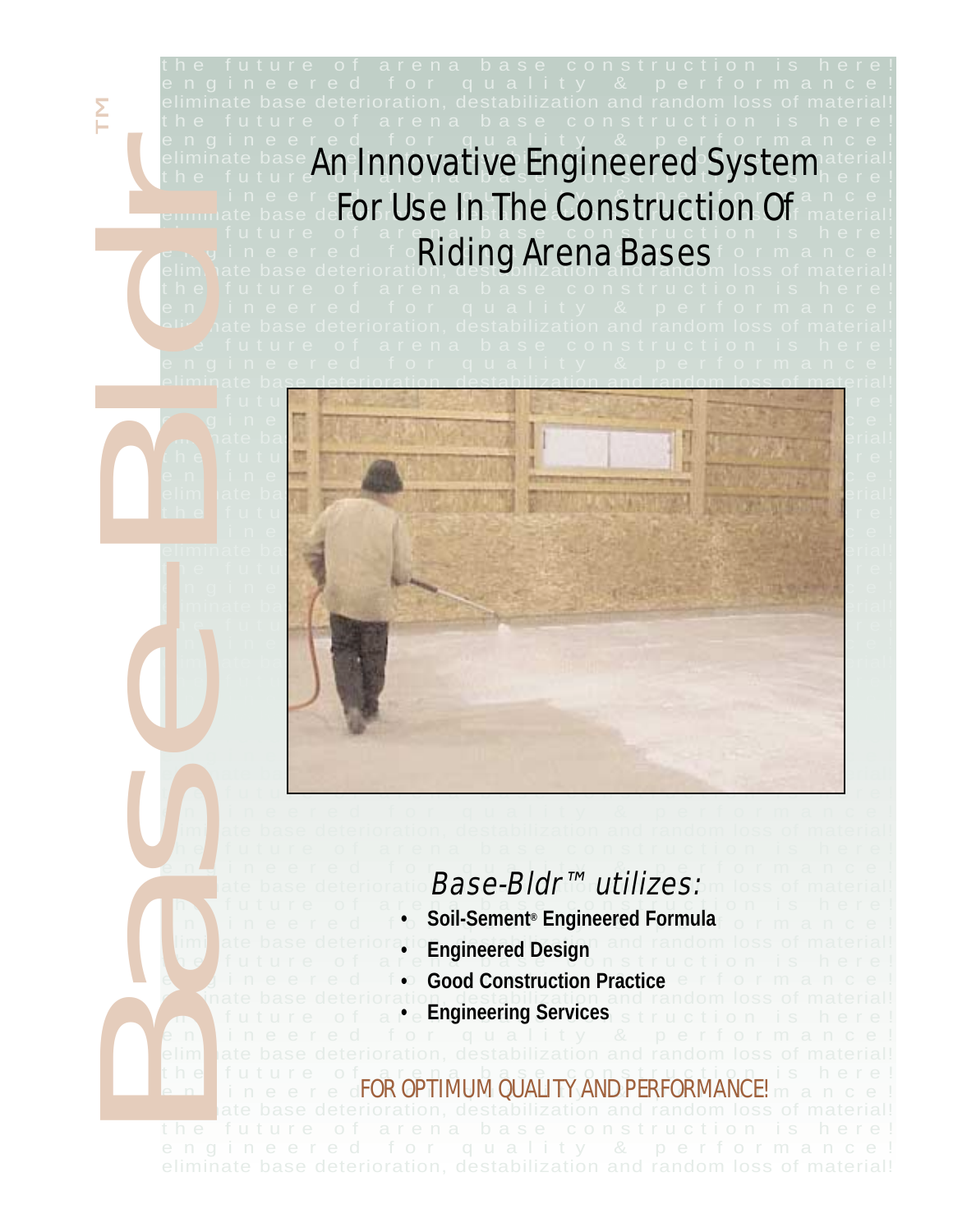# Base-Bldr™

## An Innovative Engineered System For Use In The Construction Of Riding Arena Bases

the future of arena base construction is here!
engineered for quality & performance!
eliminate base deterioration, destabilization and random loss of material!

*Base-Bldr™ utilizes:*

- **Soil-Sement® Engineered Formula**
- **Engineered Design**
- **Good Construction Practice**
- **Engineering Services**

FOR OPTIMUM QUALITY AND PERFORMANCE!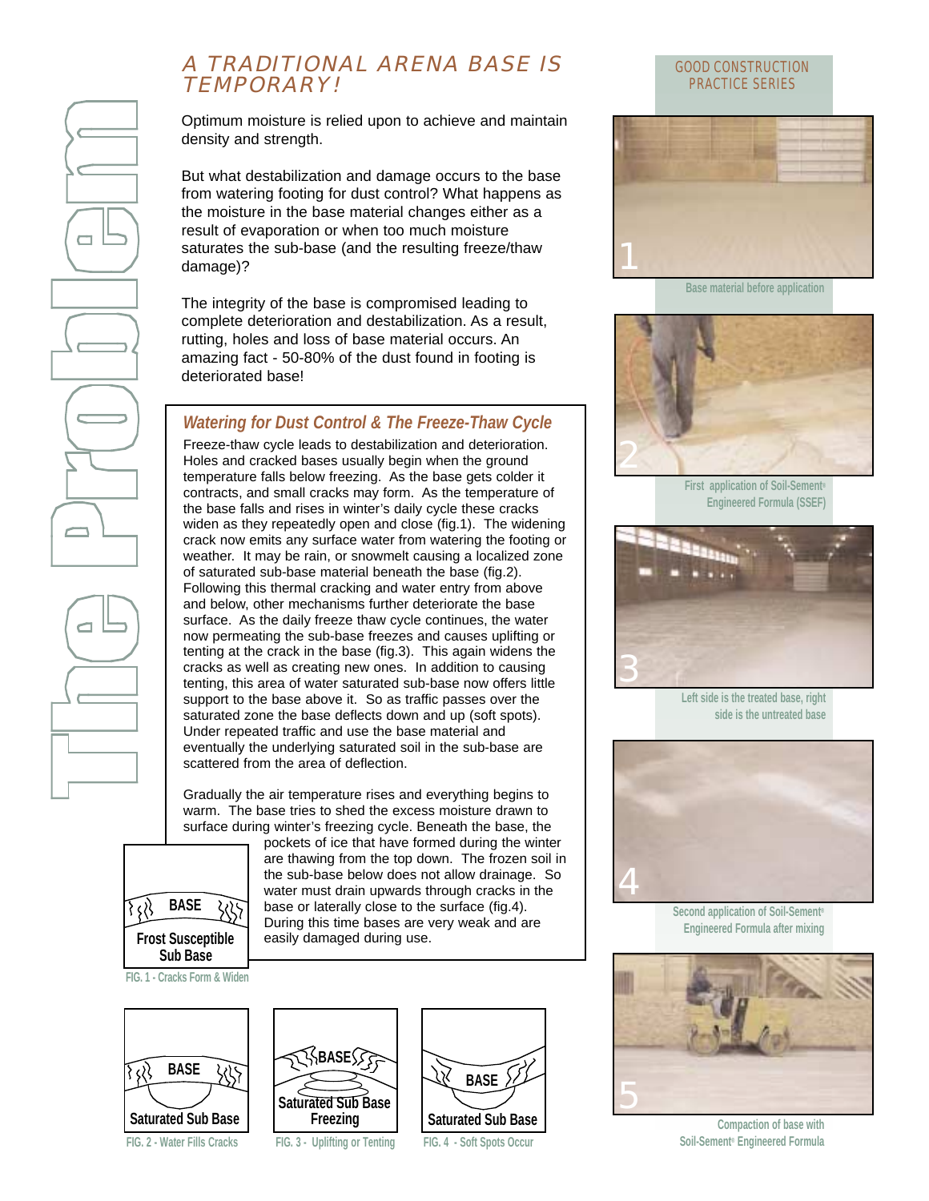# The Problem

## A TRADITIONAL ARENA BASE IS TEMPORARY!

Optimum moisture is relied upon to achieve and maintain density and strength.

But what destabilization and damage occurs to the base from watering footing for dust control? What happens as the moisture in the base material changes either as a result of evaporation or when too much moisture saturates the sub-base (and the resulting freeze/thaw damage)?

The integrity of the base is compromised leading to complete deterioration and destabilization. As a result, rutting, holes and loss of base material occurs. An amazing fact - 50-80% of the dust found in footing is deteriorated base!

### *Watering for Dust Control & The Freeze-Thaw Cycle*

Freeze-thaw cycle leads to destabilization and deterioration. Holes and cracked bases usually begin when the ground temperature falls below freezing. As the base gets colder it contracts, and small cracks may form. As the temperature of the base falls and rises in winter's daily cycle these cracks widen as they repeatedly open and close (fig.1). The widening crack now emits any surface water from watering the footing or weather. It may be rain, or snowmelt causing a localized zone of saturated sub-base material beneath the base (fig.2). Following this thermal cracking and water entry from above and below, other mechanisms further deteriorate the base surface. As the daily freeze thaw cycle continues, the water now permeating the sub-base freezes and causes uplifting or tenting at the crack in the base (fig.3). This again widens the cracks as well as creating new ones. In addition to causing tenting, this area of water saturated sub-base now offers little support to the base above it. So as traffic passes over the saturated zone the base deflects down and up (soft spots). Under repeated traffic and use the base material and eventually the underlying saturated soil in the sub-base are scattered from the area of deflection.

Gradually the air temperature rises and everything begins to warm. The base tries to shed the excess moisture drawn to surface during winter's freezing cycle. Beneath the base, the pockets of ice that have formed during the winter are thawing from the top down. The frozen soil in the sub-base below does not allow drainage. So water must drain upwards through cracks in the base or laterally close to the surface (fig.4). During this time bases are very weak and are easily damaged during use.

BASE
Frost Susceptible Sub Base

FIG. 1 - Cracks Form & Widen

BASE
Saturated Sub Base

FIG. 2 - Water Fills Cracks

BASE
Saturated Sub Base Freezing

FIG. 3 - Uplifting or Tenting

BASE
Saturated Sub Base

FIG. 4 - Soft Spots Occur

GOOD CONSTRUCTION PRACTICE SERIES

1 — Base material before application

2 — First application of Soil-Sement® Engineered Formula (SSEF)

3 — Left side is the treated base, right side is the untreated base

4 — Second application of Soil-Sement® Engineered Formula after mixing

5 — Compaction of base with Soil-Sement® Engineered Formula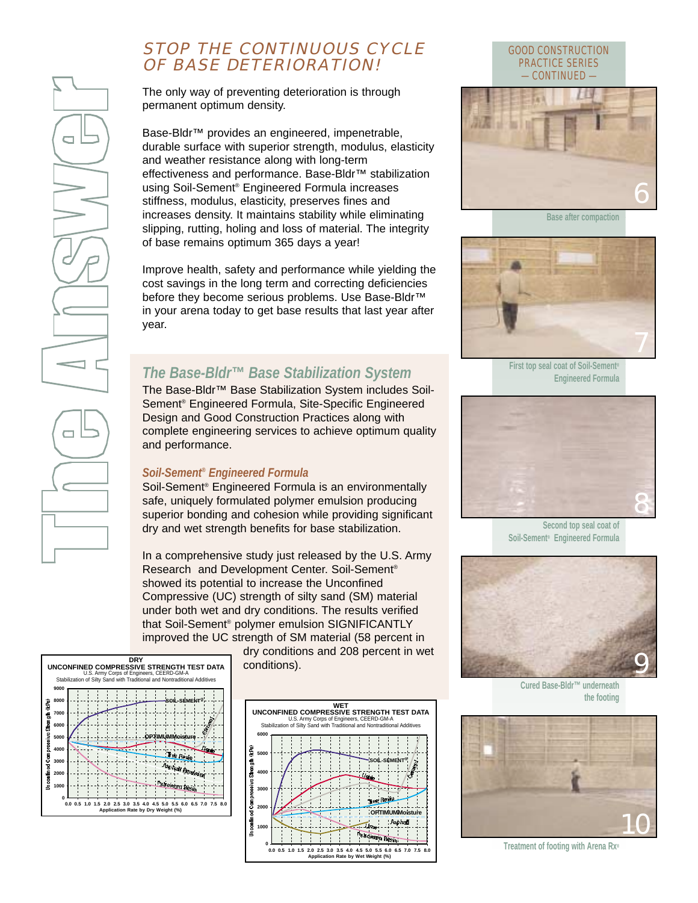# The Answer

## STOP THE CONTINUOUS CYCLE OF BASE DETERIORATION!

The only way of preventing deterioration is through permanent optimum density.

Base-Bldr™ provides an engineered, impenetrable, durable surface with superior strength, modulus, elasticity and weather resistance along with long-term effectiveness and performance. Base-Bldr™ stabilization using Soil-Sement® Engineered Formula increases stiffness, modulus, elasticity, preserves fines and increases density. It maintains stability while eliminating slipping, rutting, holing and loss of material. The integrity of base remains optimum 365 days a year!

Improve health, safety and performance while yielding the cost savings in the long term and correcting deficiencies before they become serious problems. Use Base-Bldr™ in your arena today to get base results that last year after year.

## The Base-Bldr™ Base Stabilization System

The Base-Bldr™ Base Stabilization System includes Soil-Sement® Engineered Formula, Site-Specific Engineered Design and Good Construction Practices along with complete engineering services to achieve optimum quality and performance.

### Soil-Sement® Engineered Formula

Soil-Sement® Engineered Formula is an environmentally safe, uniquely formulated polymer emulsion producing superior bonding and cohesion while providing significant dry and wet strength benefits for base stabilization.

In a comprehensive study just released by the U.S. Army Research and Development Center. Soil-Sement® showed its potential to increase the Unconfined Compressive (UC) strength of silty sand (SM) material under both wet and dry conditions. The results verified that Soil-Sement® polymer emulsion SIGNIFICANTLY improved the UC strength of SM material (58 percent in dry conditions and 208 percent in wet conditions).

**DRY**
**UNCONFINED COMPRESSIVE STRENGTH TEST DATA**
U.S. Army Corps of Engineers, CEERD-GM-A
Stabilization of Silty Sand with Traditional and Nontraditional Additives

**WET**
**UNCONFINED COMPRESSIVE STRENGTH TEST DATA**
U.S. Army Corps of Engineers, CEERD-GM-A
Stabilization of Silty Sand with Traditional and Nontraditional Additives

GOOD CONSTRUCTION PRACTICE SERIES
— CONTINUED —

6 — Base after compaction

7 — First top seal coat of Soil-Sement® Engineered Formula

8 — Second top seal coat of Soil-Sement® Engineered Formula

9 — Cured Base-Bldr™ underneath the footing

10 — Treatment of footing with Arena Rx®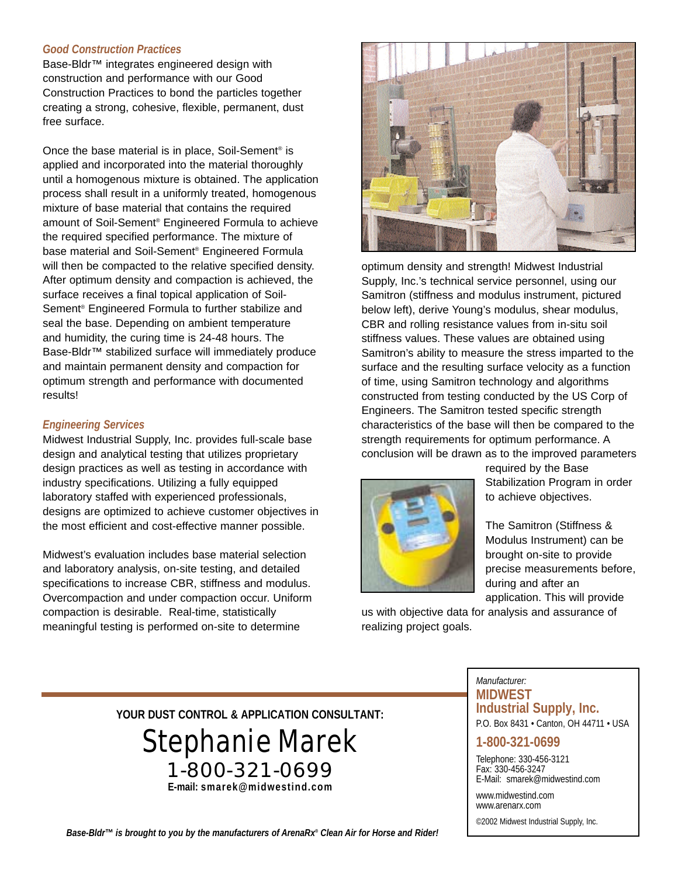### *Good Construction Practices*

Base-Bldr™ integrates engineered design with construction and performance with our Good Construction Practices to bond the particles together creating a strong, cohesive, flexible, permanent, dust free surface.

Once the base material is in place, Soil-Sement® is applied and incorporated into the material thoroughly until a homogenous mixture is obtained. The application process shall result in a uniformly treated, homogenous mixture of base material that contains the required amount of Soil-Sement® Engineered Formula to achieve the required specified performance. The mixture of base material and Soil-Sement® Engineered Formula will then be compacted to the relative specified density. After optimum density and compaction is achieved, the surface receives a final topical application of Soil-Sement® Engineered Formula to further stabilize and seal the base. Depending on ambient temperature and humidity, the curing time is 24-48 hours. The Base-Bldr™ stabilized surface will immediately produce and maintain permanent density and compaction for optimum strength and performance with documented results!

### *Engineering Services*

Midwest Industrial Supply, Inc. provides full-scale base design and analytical testing that utilizes proprietary design practices as well as testing in accordance with industry specifications. Utilizing a fully equipped laboratory staffed with experienced professionals, designs are optimized to achieve customer objectives in the most efficient and cost-effective manner possible.

Midwest's evaluation includes base material selection and laboratory analysis, on-site testing, and detailed specifications to increase CBR, stiffness and modulus. Overcompaction and under compaction occur. Uniform compaction is desirable. Real-time, statistically meaningful testing is performed on-site to determine optimum density and strength! Midwest Industrial Supply, Inc.'s technical service personnel, using our Samitron (stiffness and modulus instrument, pictured below left), derive Young's modulus, shear modulus, CBR and rolling resistance values from in-situ soil stiffness values. These values are obtained using Samitron's ability to measure the stress imparted to the surface and the resulting surface velocity as a function of time, using Samitron technology and algorithms constructed from testing conducted by the US Corp of Engineers. The Samitron tested specific strength characteristics of the base will then be compared to the strength requirements for optimum performance. A conclusion will be drawn as to the improved parameters required by the Base Stabilization Program in order to achieve objectives.

The Samitron (Stiffness & Modulus Instrument) can be brought on-site to provide precise measurements before, during and after an application. This will provide us with objective data for analysis and assurance of realizing project goals.

**YOUR DUST CONTROL & APPLICATION CONSULTANT:**

Stephanie Marek
1-800-321-0699
**E-mail: smarek@midwestind.com**

*Manufacturer:*
**MIDWEST Industrial Supply, Inc.**
P.O. Box 8431 • Canton, OH 44711 • USA

**1-800-321-0699**

Telephone: 330-456-3121
Fax: 330-456-3247
E-Mail: smarek@midwestind.com

www.midwestind.com
www.arenarx.com

©2002 Midwest Industrial Supply, Inc.

***Base-Bldr™ is brought to you by the manufacturers of ArenaRx® Clean Air for Horse and Rider!***